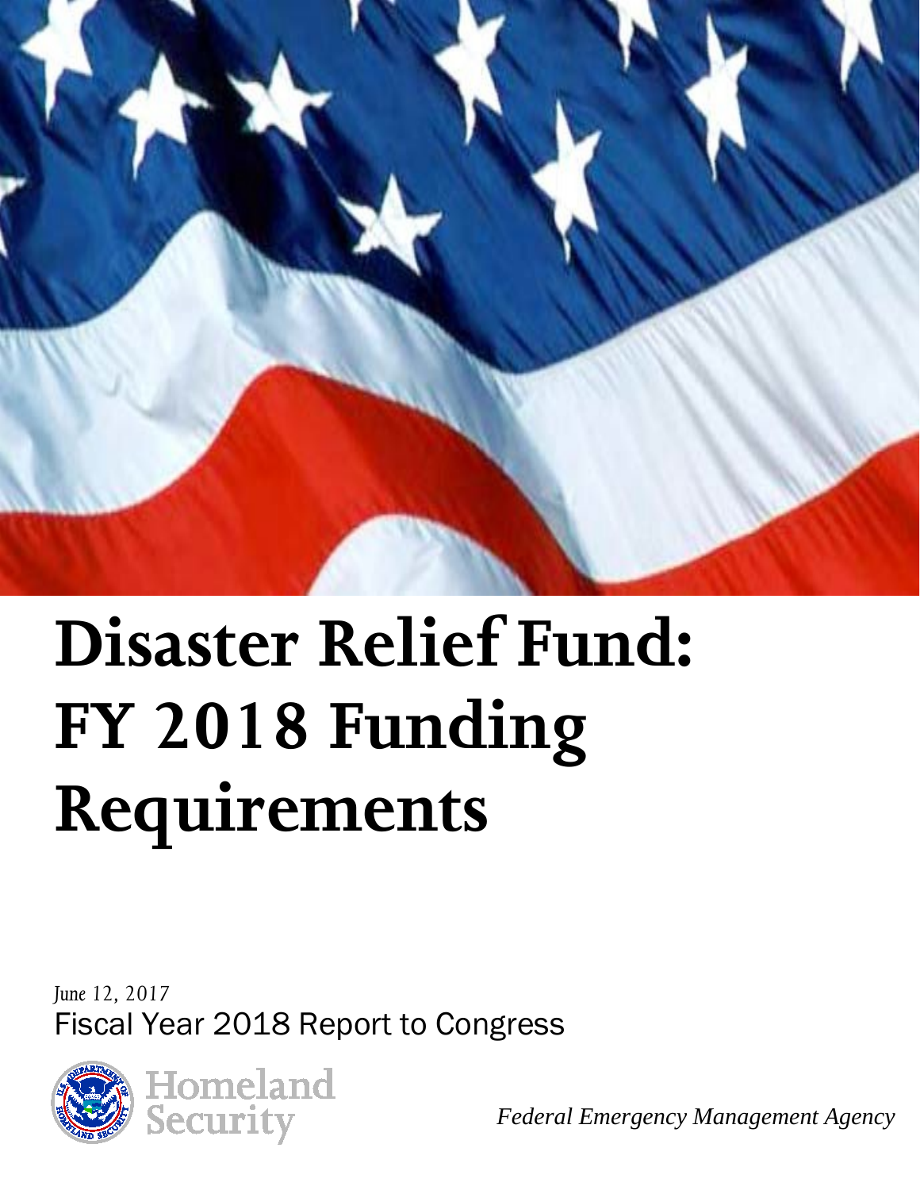# Disaster Relief Fund: FY 2018 Funding Requirements

*June 12, 2017*

Fiscal Year 2018 Report to Congress

Homeland Security

*Federal Emergency Management Agency*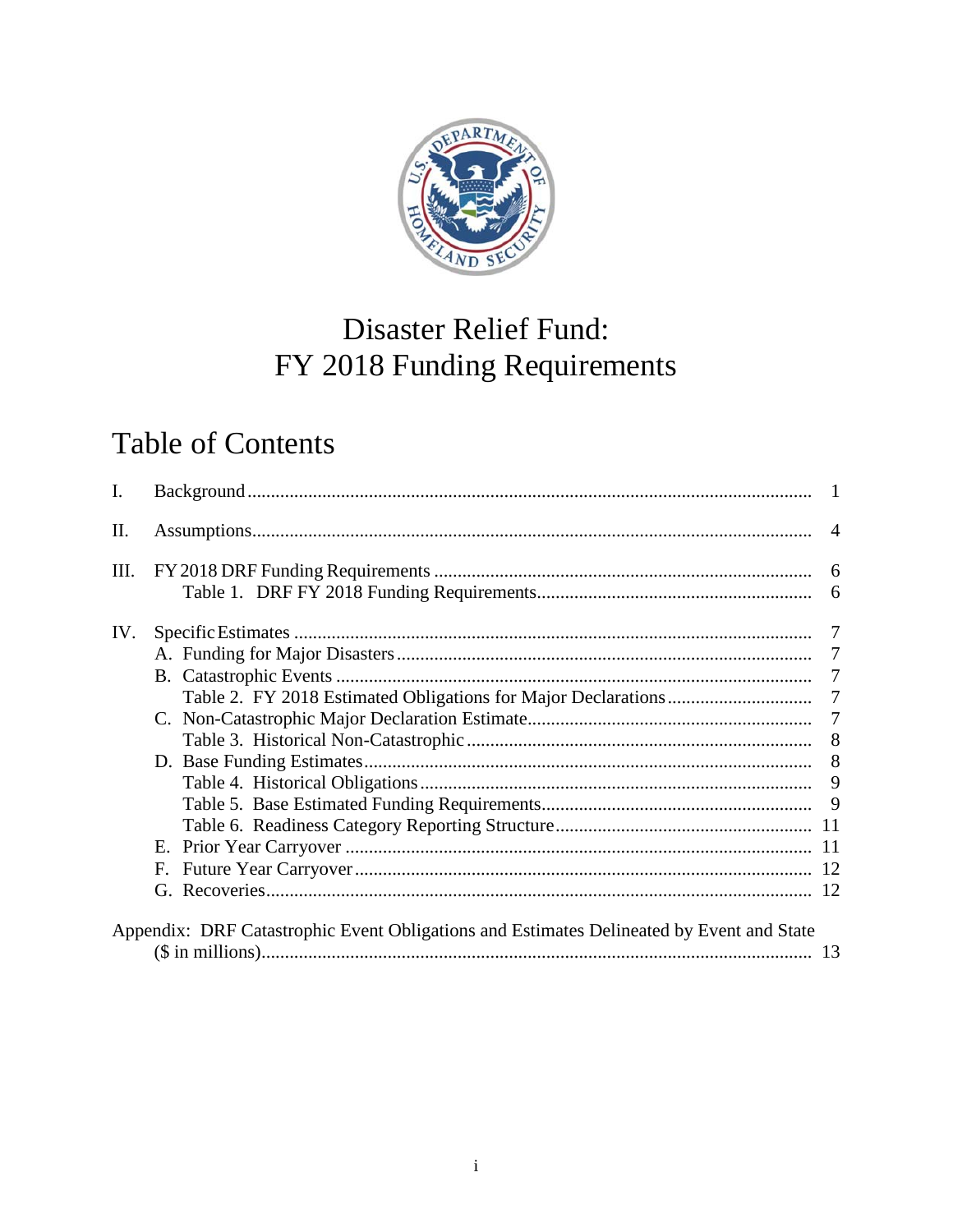# Disaster Relief Fund: FY 2018 Funding Requirements

## Table of Contents

| | | |
|---|---|---|
| I. | Background | 1 |
| II. | Assumptions | 4 |
| III. | FY 2018 DRF Funding Requirements | 6 |
| | Table 1. DRF FY 2018 Funding Requirements | 6 |
| IV. | Specific Estimates | 7 |
| | A. Funding for Major Disasters | 7 |
| | B. Catastrophic Events | 7 |
| | Table 2. FY 2018 Estimated Obligations for Major Declarations | 7 |
| | C. Non-Catastrophic Major Declaration Estimate | 7 |
| | Table 3. Historical Non-Catastrophic | 8 |
| | D. Base Funding Estimates | 8 |
| | Table 4. Historical Obligations | 9 |
| | Table 5. Base Estimated Funding Requirements | 9 |
| | Table 6. Readiness Category Reporting Structure | 11 |
| | E. Prior Year Carryover | 11 |
| | F. Future Year Carryover | 12 |
| | G. Recoveries | 12 |
| | Appendix: DRF Catastrophic Event Obligations and Estimates Delineated by Event and State ($ in millions) | 13 |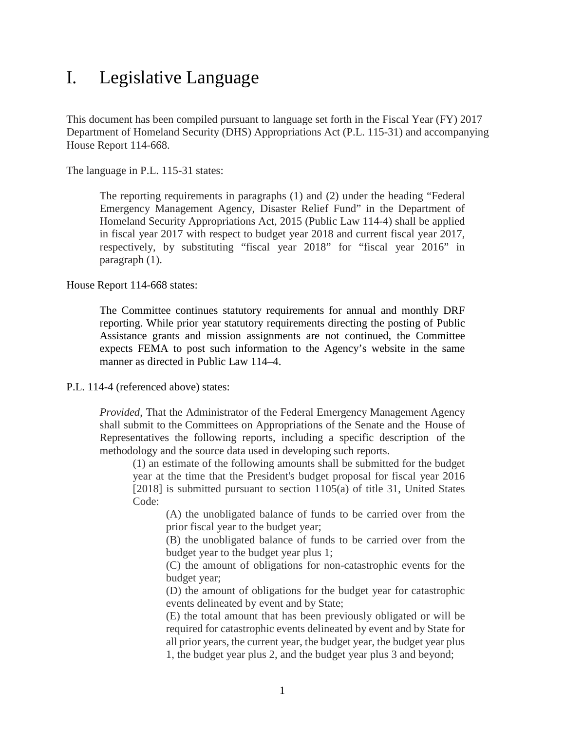# I. Legislative Language

This document has been compiled pursuant to language set forth in the Fiscal Year (FY) 2017 Department of Homeland Security (DHS) Appropriations Act (P.L. 115-31) and accompanying House Report 114-668.

The language in P.L. 115-31 states:

> The reporting requirements in paragraphs (1) and (2) under the heading "Federal Emergency Management Agency, Disaster Relief Fund" in the Department of Homeland Security Appropriations Act, 2015 (Public Law 114-4) shall be applied in fiscal year 2017 with respect to budget year 2018 and current fiscal year 2017, respectively, by substituting "fiscal year 2018" for "fiscal year 2016" in paragraph (1).

House Report 114-668 states:

> The Committee continues statutory requirements for annual and monthly DRF reporting. While prior year statutory requirements directing the posting of Public Assistance grants and mission assignments are not continued, the Committee expects FEMA to post such information to the Agency's website in the same manner as directed in Public Law 114–4.

P.L. 114-4 (referenced above) states:

> *Provided*, That the Administrator of the Federal Emergency Management Agency shall submit to the Committees on Appropriations of the Senate and the House of Representatives the following reports, including a specific description of the methodology and the source data used in developing such reports.
>
> (1) an estimate of the following amounts shall be submitted for the budget year at the time that the President's budget proposal for fiscal year 2016 [2018] is submitted pursuant to section 1105(a) of title 31, United States Code:
>
> (A) the unobligated balance of funds to be carried over from the prior fiscal year to the budget year;
>
> (B) the unobligated balance of funds to be carried over from the budget year to the budget year plus 1;
>
> (C) the amount of obligations for non-catastrophic events for the budget year;
>
> (D) the amount of obligations for the budget year for catastrophic events delineated by event and by State;
>
> (E) the total amount that has been previously obligated or will be required for catastrophic events delineated by event and by State for all prior years, the current year, the budget year, the budget year plus 1, the budget year plus 2, and the budget year plus 3 and beyond;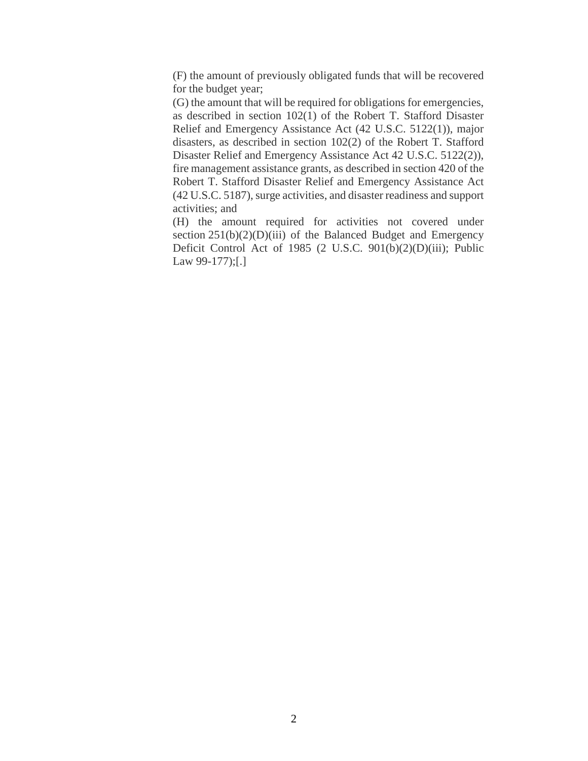(F) the amount of previously obligated funds that will be recovered for the budget year;

(G) the amount that will be required for obligations for emergencies, as described in section 102(1) of the Robert T. Stafford Disaster Relief and Emergency Assistance Act (42 U.S.C. 5122(1)), major disasters, as described in section 102(2) of the Robert T. Stafford Disaster Relief and Emergency Assistance Act 42 U.S.C. 5122(2)), fire management assistance grants, as described in section 420 of the Robert T. Stafford Disaster Relief and Emergency Assistance Act (42 U.S.C. 5187), surge activities, and disaster readiness and support activities; and

(H) the amount required for activities not covered under section 251(b)(2)(D)(iii) of the Balanced Budget and Emergency Deficit Control Act of 1985 (2 U.S.C. 901(b)(2)(D)(iii); Public Law 99-177);[.]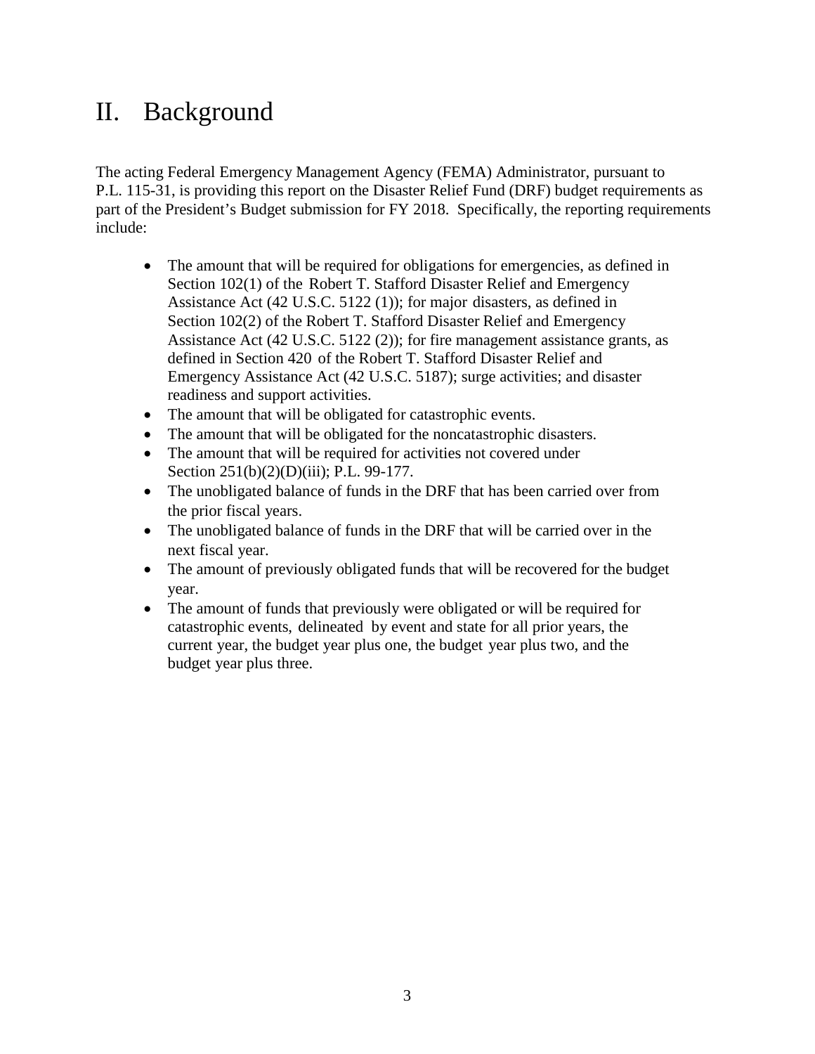# II. Background

The acting Federal Emergency Management Agency (FEMA) Administrator, pursuant to P.L. 115-31, is providing this report on the Disaster Relief Fund (DRF) budget requirements as part of the President's Budget submission for FY 2018. Specifically, the reporting requirements include:

- The amount that will be required for obligations for emergencies, as defined in Section 102(1) of the Robert T. Stafford Disaster Relief and Emergency Assistance Act (42 U.S.C. 5122 (1)); for major disasters, as defined in Section 102(2) of the Robert T. Stafford Disaster Relief and Emergency Assistance Act (42 U.S.C. 5122 (2)); for fire management assistance grants, as defined in Section 420 of the Robert T. Stafford Disaster Relief and Emergency Assistance Act (42 U.S.C. 5187); surge activities; and disaster readiness and support activities.
- The amount that will be obligated for catastrophic events.
- The amount that will be obligated for the noncatastrophic disasters.
- The amount that will be required for activities not covered under Section 251(b)(2)(D)(iii); P.L. 99-177.
- The unobligated balance of funds in the DRF that has been carried over from the prior fiscal years.
- The unobligated balance of funds in the DRF that will be carried over in the next fiscal year.
- The amount of previously obligated funds that will be recovered for the budget year.
- The amount of funds that previously were obligated or will be required for catastrophic events, delineated by event and state for all prior years, the current year, the budget year plus one, the budget year plus two, and the budget year plus three.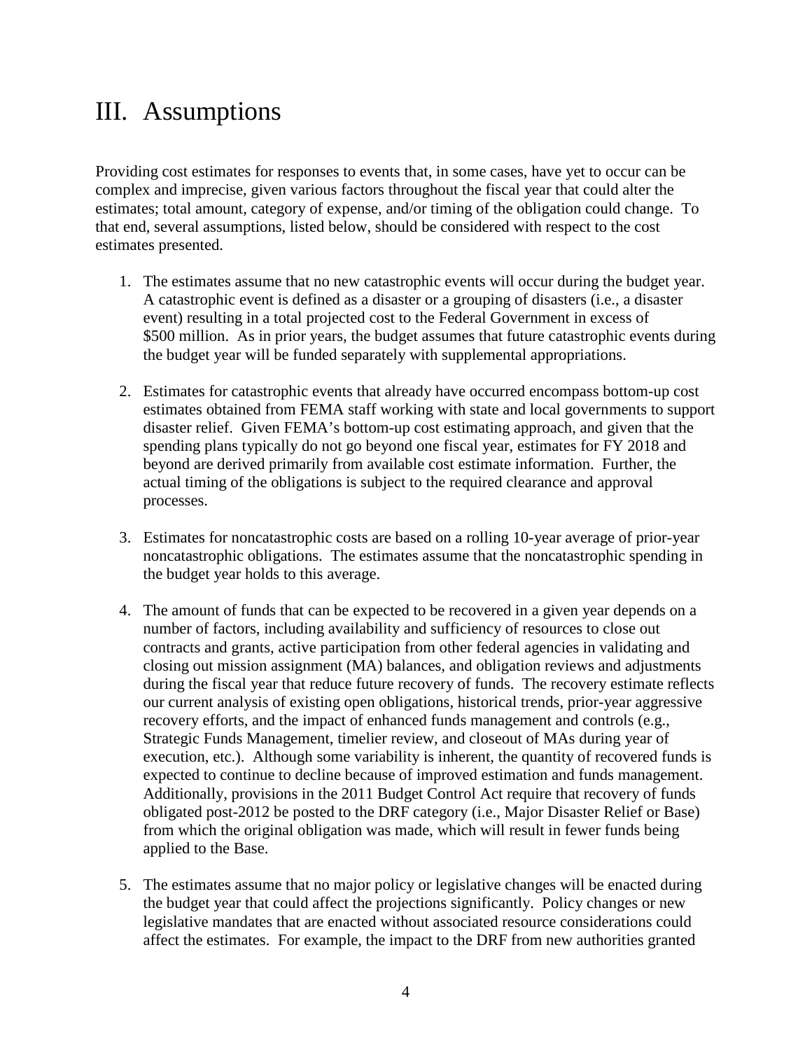# III. Assumptions

Providing cost estimates for responses to events that, in some cases, have yet to occur can be complex and imprecise, given various factors throughout the fiscal year that could alter the estimates; total amount, category of expense, and/or timing of the obligation could change. To that end, several assumptions, listed below, should be considered with respect to the cost estimates presented.

1. The estimates assume that no new catastrophic events will occur during the budget year. A catastrophic event is defined as a disaster or a grouping of disasters (i.e., a disaster event) resulting in a total projected cost to the Federal Government in excess of $500 million. As in prior years, the budget assumes that future catastrophic events during the budget year will be funded separately with supplemental appropriations.

2. Estimates for catastrophic events that already have occurred encompass bottom-up cost estimates obtained from FEMA staff working with state and local governments to support disaster relief. Given FEMA's bottom-up cost estimating approach, and given that the spending plans typically do not go beyond one fiscal year, estimates for FY 2018 and beyond are derived primarily from available cost estimate information. Further, the actual timing of the obligations is subject to the required clearance and approval processes.

3. Estimates for noncatastrophic costs are based on a rolling 10-year average of prior-year noncatastrophic obligations. The estimates assume that the noncatastrophic spending in the budget year holds to this average.

4. The amount of funds that can be expected to be recovered in a given year depends on a number of factors, including availability and sufficiency of resources to close out contracts and grants, active participation from other federal agencies in validating and closing out mission assignment (MA) balances, and obligation reviews and adjustments during the fiscal year that reduce future recovery of funds. The recovery estimate reflects our current analysis of existing open obligations, historical trends, prior-year aggressive recovery efforts, and the impact of enhanced funds management and controls (e.g., Strategic Funds Management, timelier review, and closeout of MAs during year of execution, etc.). Although some variability is inherent, the quantity of recovered funds is expected to continue to decline because of improved estimation and funds management. Additionally, provisions in the 2011 Budget Control Act require that recovery of funds obligated post-2012 be posted to the DRF category (i.e., Major Disaster Relief or Base) from which the original obligation was made, which will result in fewer funds being applied to the Base.

5. The estimates assume that no major policy or legislative changes will be enacted during the budget year that could affect the projections significantly. Policy changes or new legislative mandates that are enacted without associated resource considerations could affect the estimates. For example, the impact to the DRF from new authorities granted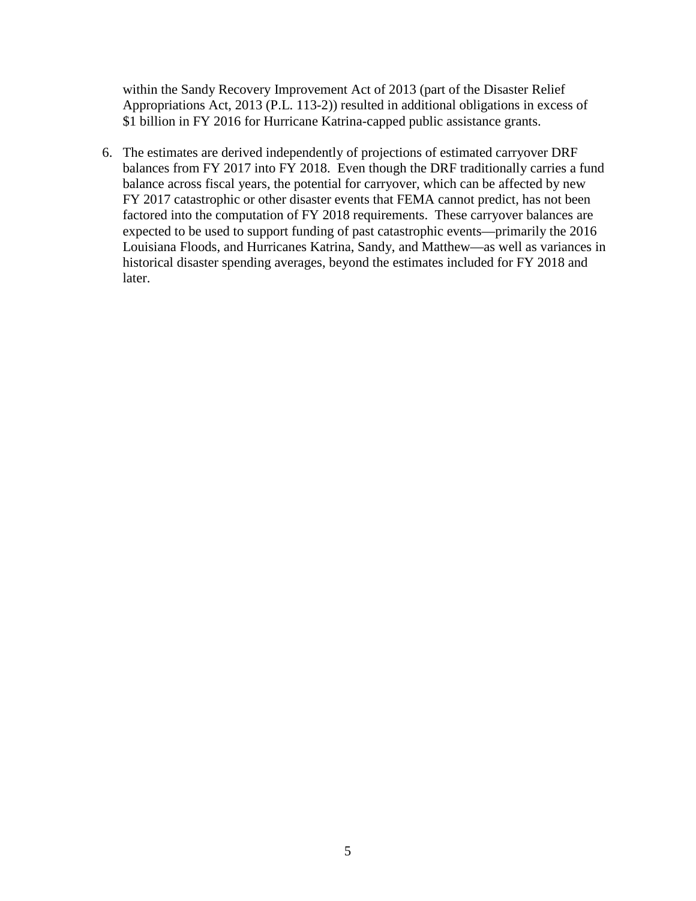within the Sandy Recovery Improvement Act of 2013 (part of the Disaster Relief Appropriations Act, 2013 (P.L. 113-2)) resulted in additional obligations in excess of $1 billion in FY 2016 for Hurricane Katrina-capped public assistance grants.

6. The estimates are derived independently of projections of estimated carryover DRF balances from FY 2017 into FY 2018. Even though the DRF traditionally carries a fund balance across fiscal years, the potential for carryover, which can be affected by new FY 2017 catastrophic or other disaster events that FEMA cannot predict, has not been factored into the computation of FY 2018 requirements. These carryover balances are expected to be used to support funding of past catastrophic events—primarily the 2016 Louisiana Floods, and Hurricanes Katrina, Sandy, and Matthew—as well as variances in historical disaster spending averages, beyond the estimates included for FY 2018 and later.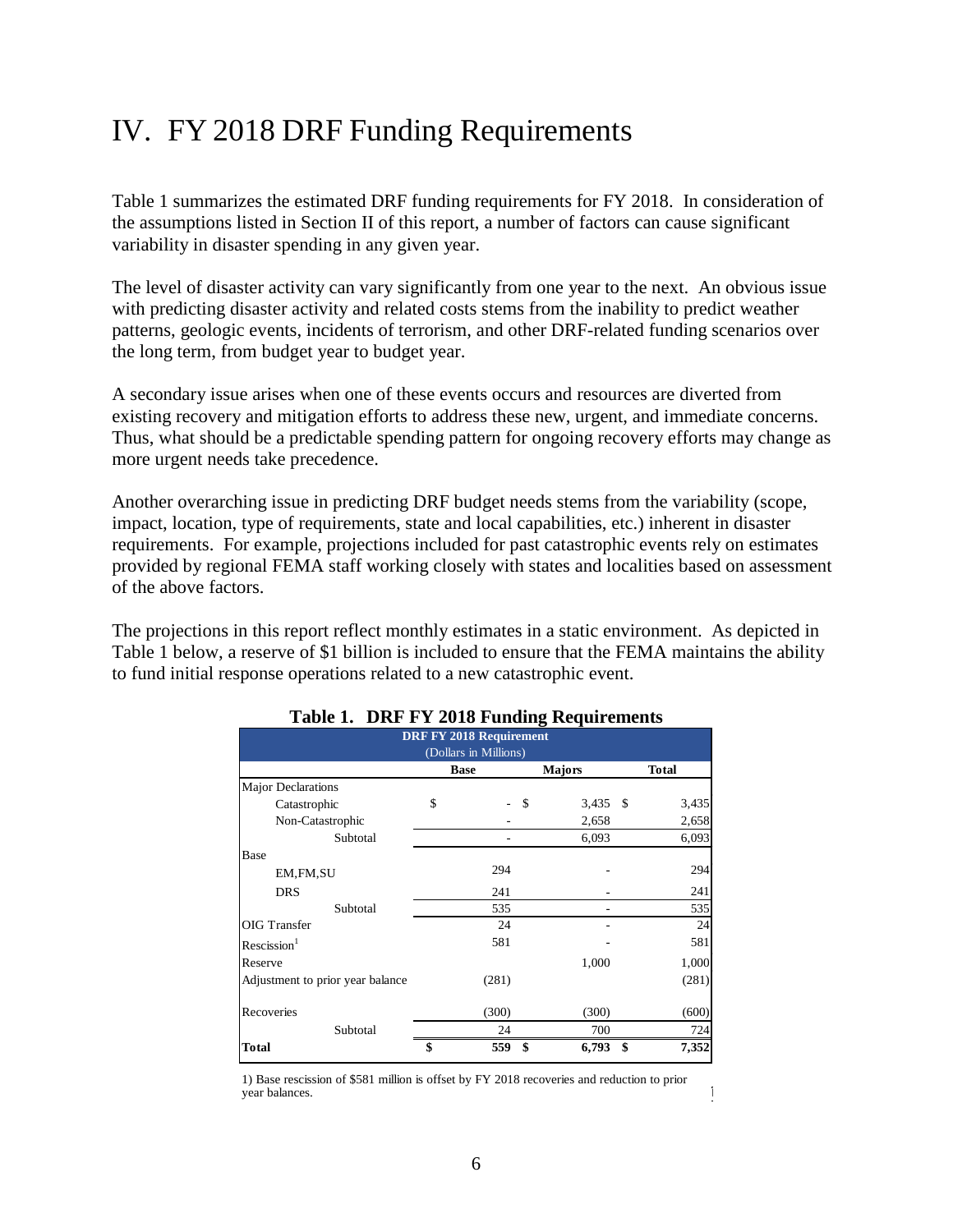# IV. FY 2018 DRF Funding Requirements

Table 1 summarizes the estimated DRF funding requirements for FY 2018. In consideration of the assumptions listed in Section II of this report, a number of factors can cause significant variability in disaster spending in any given year.

The level of disaster activity can vary significantly from one year to the next. An obvious issue with predicting disaster activity and related costs stems from the inability to predict weather patterns, geologic events, incidents of terrorism, and other DRF-related funding scenarios over the long term, from budget year to budget year.

A secondary issue arises when one of these events occurs and resources are diverted from existing recovery and mitigation efforts to address these new, urgent, and immediate concerns. Thus, what should be a predictable spending pattern for ongoing recovery efforts may change as more urgent needs take precedence.

Another overarching issue in predicting DRF budget needs stems from the variability (scope, impact, location, type of requirements, state and local capabilities, etc.) inherent in disaster requirements. For example, projections included for past catastrophic events rely on estimates provided by regional FEMA staff working closely with states and localities based on assessment of the above factors.

The projections in this report reflect monthly estimates in a static environment. As depicted in Table 1 below, a reserve of $1 billion is included to ensure that the FEMA maintains the ability to fund initial response operations related to a new catastrophic event.

**Table 1. DRF FY 2018 Funding Requirements**

| DRF FY 2018 Requirement (Dollars in Millions) | | | |
|---|---|---|---|
| | **Base** | **Majors** | **Total** |
| Major Declarations | | | |
| Catastrophic | $ - | $ 3,435 | $ 3,435 |
| Non-Catastrophic | - | 2,658 | 2,658 |
| Subtotal | - | 6,093 | 6,093 |
| Base | | | |
| EM,FM,SU | 294 | - | 294 |
| DRS | 241 | - | 241 |
| Subtotal | 535 | - | 535 |
| OIG Transfer | 24 | - | 24 |
| Rescission[1] | 581 | - | 581 |
| Reserve | | 1,000 | 1,000 |
| Adjustment to prior year balance | (281) | | (281) |
| Recoveries | (300) | (300) | (600) |
| Subtotal | 24 | 700 | 724 |
| **Total** | **$ 559** | **$ 6,793** | **$ 7,352** |

1) Base rescission of $581 million is offset by FY 2018 recoveries and reduction to prior year balances.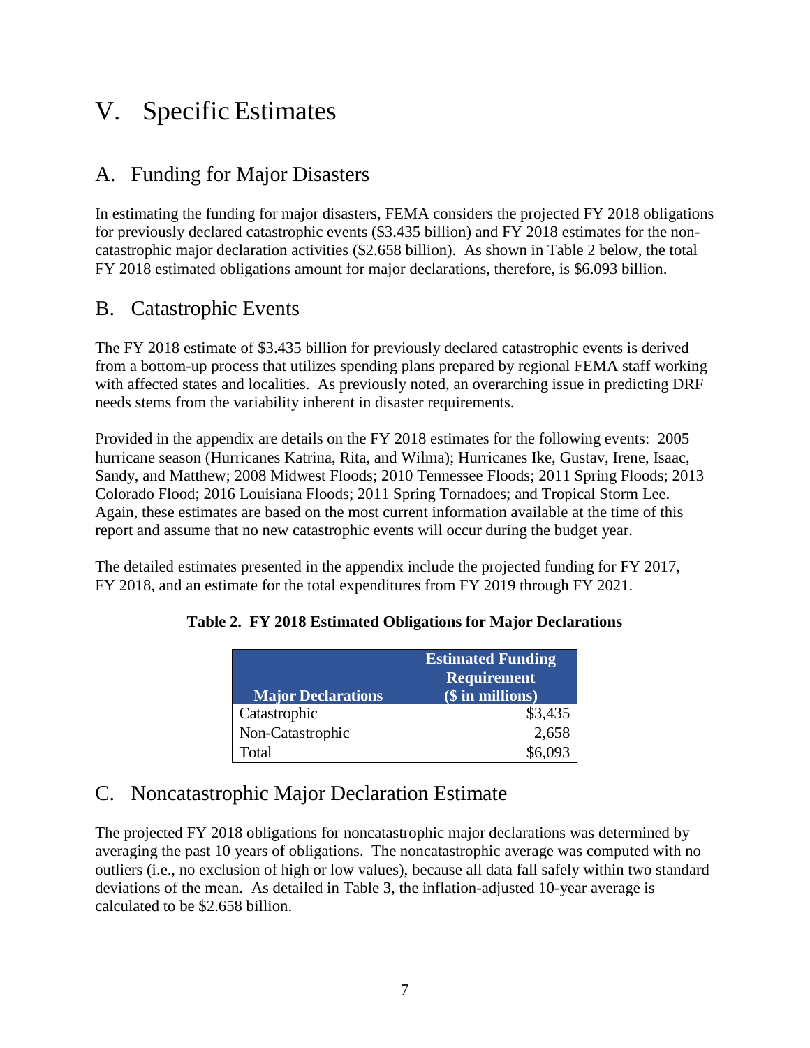# V. Specific Estimates

## A. Funding for Major Disasters

In estimating the funding for major disasters, FEMA considers the projected FY 2018 obligations for previously declared catastrophic events ($3.435 billion) and FY 2018 estimates for the non-catastrophic major declaration activities ($2.658 billion). As shown in Table 2 below, the total FY 2018 estimated obligations amount for major declarations, therefore, is $6.093 billion.

## B. Catastrophic Events

The FY 2018 estimate of $3.435 billion for previously declared catastrophic events is derived from a bottom-up process that utilizes spending plans prepared by regional FEMA staff working with affected states and localities. As previously noted, an overarching issue in predicting DRF needs stems from the variability inherent in disaster requirements.

Provided in the appendix are details on the FY 2018 estimates for the following events: 2005 hurricane season (Hurricanes Katrina, Rita, and Wilma); Hurricanes Ike, Gustav, Irene, Isaac, Sandy, and Matthew; 2008 Midwest Floods; 2010 Tennessee Floods; 2011 Spring Floods; 2013 Colorado Flood; 2016 Louisiana Floods; 2011 Spring Tornadoes; and Tropical Storm Lee. Again, these estimates are based on the most current information available at the time of this report and assume that no new catastrophic events will occur during the budget year.

The detailed estimates presented in the appendix include the projected funding for FY 2017, FY 2018, and an estimate for the total expenditures from FY 2019 through FY 2021.

**Table 2. FY 2018 Estimated Obligations for Major Declarations**

| Major Declarations | Estimated Funding Requirement ($ in millions) |
|---|---:|
| Catastrophic | $3,435 |
| Non-Catastrophic | 2,658 |
| Total | $6,093 |

## C. Noncatastrophic Major Declaration Estimate

The projected FY 2018 obligations for noncatastrophic major declarations was determined by averaging the past 10 years of obligations. The noncatastrophic average was computed with no outliers (i.e., no exclusion of high or low values), because all data fall safely within two standard deviations of the mean. As detailed in Table 3, the inflation-adjusted 10-year average is calculated to be $2.658 billion.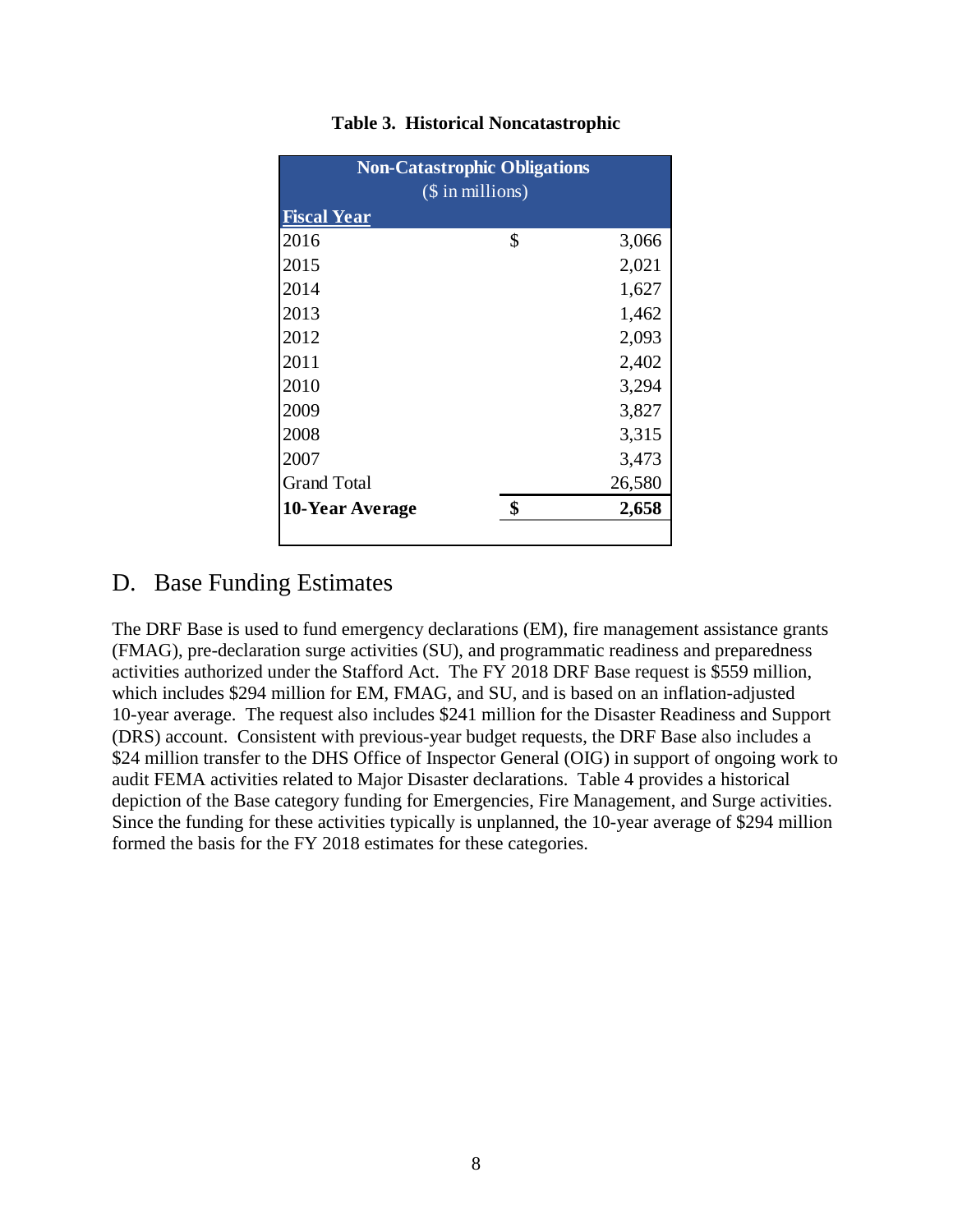**Table 3. Historical Noncatastrophic**

| Non-Catastrophic Obligations ($ in millions) | | |
|---|---|---|
| **Fiscal Year** | | |
| 2016 | $ | 3,066 |
| 2015 | | 2,021 |
| 2014 | | 1,627 |
| 2013 | | 1,462 |
| 2012 | | 2,093 |
| 2011 | | 2,402 |
| 2010 | | 3,294 |
| 2009 | | 3,827 |
| 2008 | | 3,315 |
| 2007 | | 3,473 |
| Grand Total | | 26,580 |
| **10-Year Average** | **$** | **2,658** |

## D. Base Funding Estimates

The DRF Base is used to fund emergency declarations (EM), fire management assistance grants (FMAG), pre-declaration surge activities (SU), and programmatic readiness and preparedness activities authorized under the Stafford Act. The FY 2018 DRF Base request is $559 million, which includes $294 million for EM, FMAG, and SU, and is based on an inflation-adjusted 10-year average. The request also includes $241 million for the Disaster Readiness and Support (DRS) account. Consistent with previous-year budget requests, the DRF Base also includes a $24 million transfer to the DHS Office of Inspector General (OIG) in support of ongoing work to audit FEMA activities related to Major Disaster declarations. Table 4 provides a historical depiction of the Base category funding for Emergencies, Fire Management, and Surge activities. Since the funding for these activities typically is unplanned, the 10-year average of $294 million formed the basis for the FY 2018 estimates for these categories.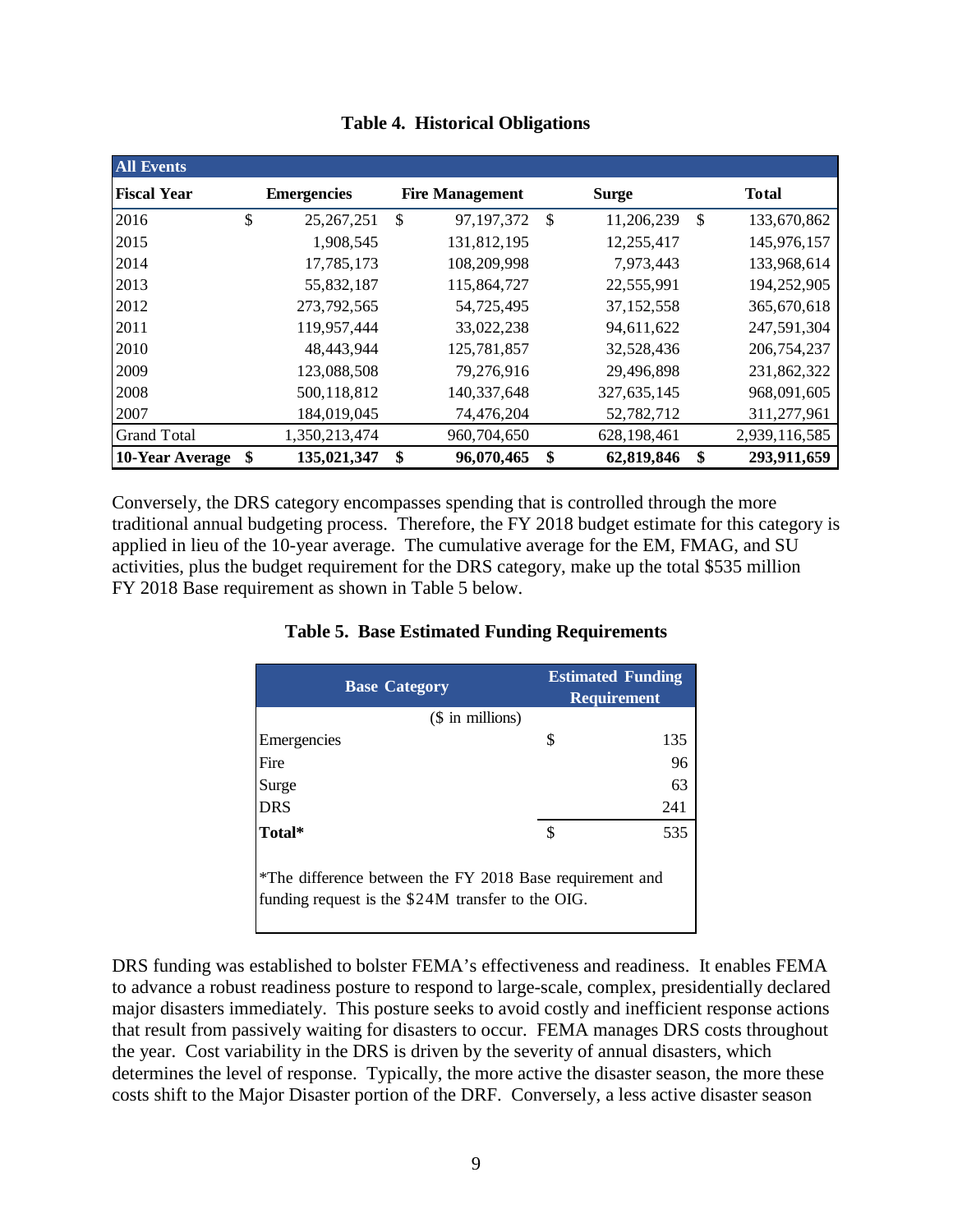**Table 4. Historical Obligations**

| All Events | | | | |
|---|---|---|---|---|
| **Fiscal Year** | **Emergencies** | **Fire Management** | **Surge** | **Total** |
| 2016 | $ 25,267,251 | $ 97,197,372 | $ 11,206,239 | $ 133,670,862 |
| 2015 | 1,908,545 | 131,812,195 | 12,255,417 | 145,976,157 |
| 2014 | 17,785,173 | 108,209,998 | 7,973,443 | 133,968,614 |
| 2013 | 55,832,187 | 115,864,727 | 22,555,991 | 194,252,905 |
| 2012 | 273,792,565 | 54,725,495 | 37,152,558 | 365,670,618 |
| 2011 | 119,957,444 | 33,022,238 | 94,611,622 | 247,591,304 |
| 2010 | 48,443,944 | 125,781,857 | 32,528,436 | 206,754,237 |
| 2009 | 123,088,508 | 79,276,916 | 29,496,898 | 231,862,322 |
| 2008 | 500,118,812 | 140,337,648 | 327,635,145 | 968,091,605 |
| 2007 | 184,019,045 | 74,476,204 | 52,782,712 | 311,277,961 |
| Grand Total | 1,350,213,474 | 960,704,650 | 628,198,461 | 2,939,116,585 |
| **10-Year Average** | **$ 135,021,347** | **$ 96,070,465** | **$ 62,819,846** | **$ 293,911,659** |

Conversely, the DRS category encompasses spending that is controlled through the more traditional annual budgeting process. Therefore, the FY 2018 budget estimate for this category is applied in lieu of the 10-year average. The cumulative average for the EM, FMAG, and SU activities, plus the budget requirement for the DRS category, make up the total $535 million FY 2018 Base requirement as shown in Table 5 below.

**Table 5. Base Estimated Funding Requirements**

| Base Category | Estimated Funding Requirement |
|---|---|
| ($ in millions) | |
| Emergencies | $ 135 |
| Fire | 96 |
| Surge | 63 |
| DRS | 241 |
| **Total*** | $ 535 |

*The difference between the FY 2018 Base requirement and funding request is the $24M transfer to the OIG.

DRS funding was established to bolster FEMA's effectiveness and readiness. It enables FEMA to advance a robust readiness posture to respond to large-scale, complex, presidentially declared major disasters immediately. This posture seeks to avoid costly and inefficient response actions that result from passively waiting for disasters to occur. FEMA manages DRS costs throughout the year. Cost variability in the DRS is driven by the severity of annual disasters, which determines the level of response. Typically, the more active the disaster season, the more these costs shift to the Major Disaster portion of the DRF. Conversely, a less active disaster season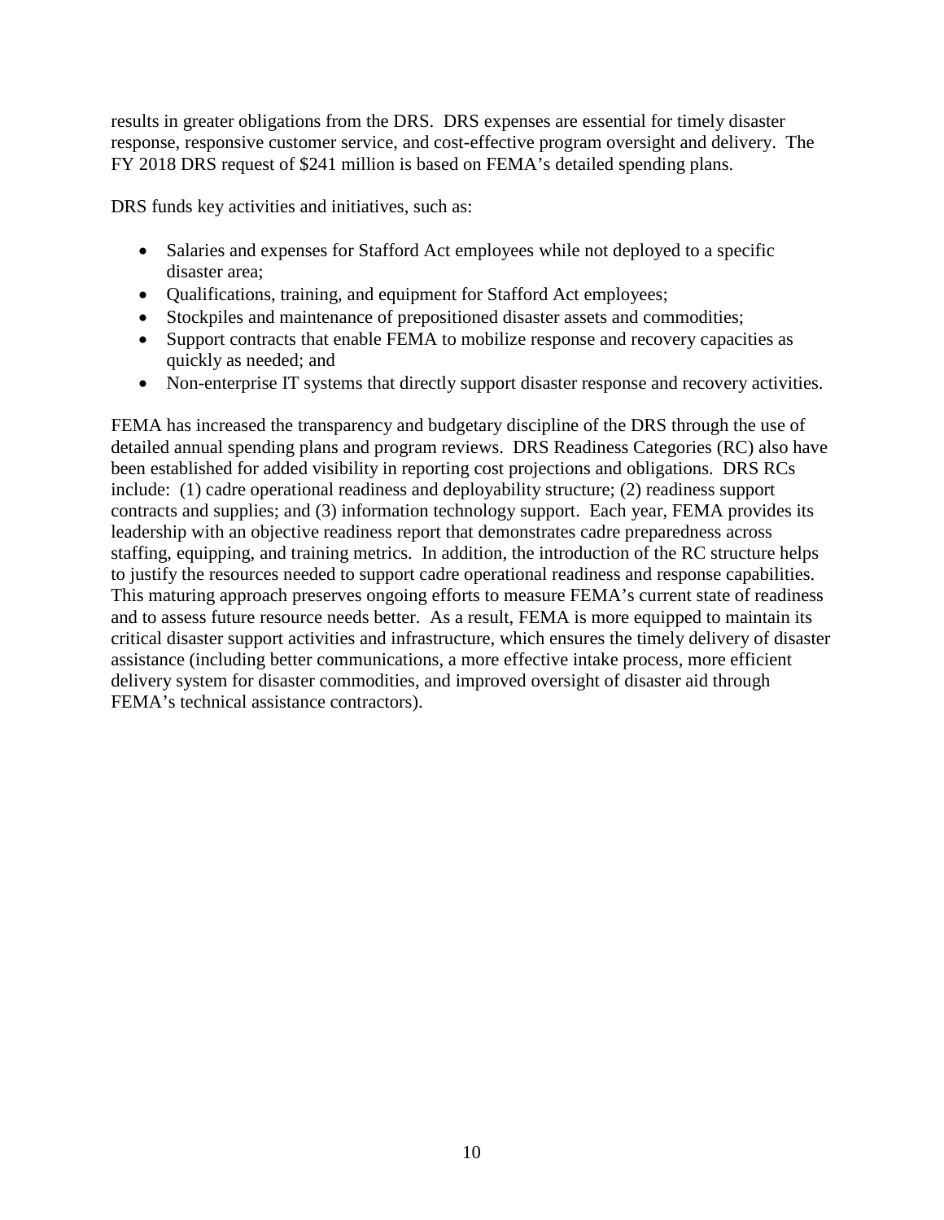results in greater obligations from the DRS. DRS expenses are essential for timely disaster response, responsive customer service, and cost-effective program oversight and delivery. The FY 2018 DRS request of $241 million is based on FEMA's detailed spending plans.

DRS funds key activities and initiatives, such as:

- Salaries and expenses for Stafford Act employees while not deployed to a specific disaster area;
- Qualifications, training, and equipment for Stafford Act employees;
- Stockpiles and maintenance of prepositioned disaster assets and commodities;
- Support contracts that enable FEMA to mobilize response and recovery capacities as quickly as needed; and
- Non-enterprise IT systems that directly support disaster response and recovery activities.

FEMA has increased the transparency and budgetary discipline of the DRS through the use of detailed annual spending plans and program reviews. DRS Readiness Categories (RC) also have been established for added visibility in reporting cost projections and obligations. DRS RCs include: (1) cadre operational readiness and deployability structure; (2) readiness support contracts and supplies; and (3) information technology support. Each year, FEMA provides its leadership with an objective readiness report that demonstrates cadre preparedness across staffing, equipping, and training metrics. In addition, the introduction of the RC structure helps to justify the resources needed to support cadre operational readiness and response capabilities. This maturing approach preserves ongoing efforts to measure FEMA's current state of readiness and to assess future resource needs better. As a result, FEMA is more equipped to maintain its critical disaster support activities and infrastructure, which ensures the timely delivery of disaster assistance (including better communications, a more effective intake process, more efficient delivery system for disaster commodities, and improved oversight of disaster aid through FEMA's technical assistance contractors).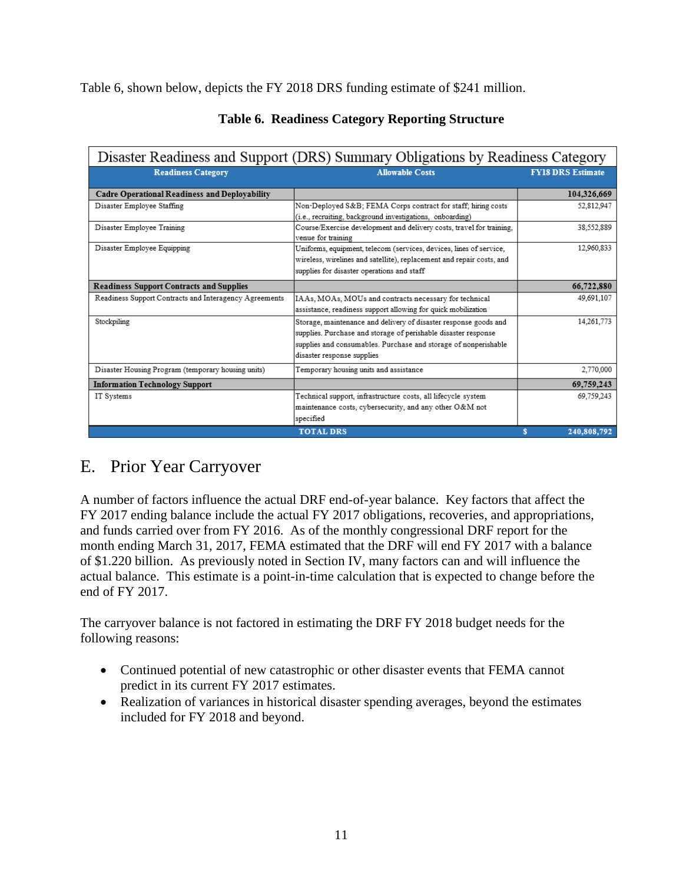Table 6, shown below, depicts the FY 2018 DRS funding estimate of $241 million.

**Table 6. Readiness Category Reporting Structure**

| Disaster Readiness and Support (DRS) Summary Obligations by Readiness Category | | |
|---|---|---|
| **Readiness Category** | **Allowable Costs** | **FY18 DRS Estimate** |
| **Cadre Operational Readiness and Deployability** | | **104,326,669** |
| Disaster Employee Staffing | Non-Deployed S&B; FEMA Corps contract for staff; hiring costs (i.e., recruiting, background investigations, onboarding) | 52,812,947 |
| Disaster Employee Training | Course/Exercise development and delivery costs, travel for training, venue for training | 38,552,889 |
| Disaster Employee Equipping | Uniforms, equipment, telecom (services, devices, lines of service, wireless, wirelines and satellite), replacement and repair costs, and supplies for disaster operations and staff | 12,960,833 |
| **Readiness Support Contracts and Supplies** | | **66,722,880** |
| Readiness Support Contracts and Interagency Agreements | IAAs, MOAs, MOUs and contracts necessary for technical assistance, readiness support allowing for quick mobilization | 49,691,107 |
| Stockpiling | Storage, maintenance and delivery of disaster response goods and supplies. Purchase and storage of perishable disaster response supplies and consumables. Purchase and storage of nonperishable disaster response supplies | 14,261,773 |
| Disaster Housing Program (temporary housing units) | Temporary housing units and assistance | 2,770,000 |
| **Information Technology Support** | | **69,759,243** |
| IT Systems | Technical support, infrastructure costs, all lifecycle system maintenance costs, cybersecurity, and any other O&M not specified | 69,759,243 |
| | **TOTAL DRS** | **$ 240,808,792** |

## E. Prior Year Carryover

A number of factors influence the actual DRF end-of-year balance. Key factors that affect the FY 2017 ending balance include the actual FY 2017 obligations, recoveries, and appropriations, and funds carried over from FY 2016. As of the monthly congressional DRF report for the month ending March 31, 2017, FEMA estimated that the DRF will end FY 2017 with a balance of $1.220 billion. As previously noted in Section IV, many factors can and will influence the actual balance. This estimate is a point-in-time calculation that is expected to change before the end of FY 2017.

The carryover balance is not factored in estimating the DRF FY 2018 budget needs for the following reasons:

- Continued potential of new catastrophic or other disaster events that FEMA cannot predict in its current FY 2017 estimates.
- Realization of variances in historical disaster spending averages, beyond the estimates included for FY 2018 and beyond.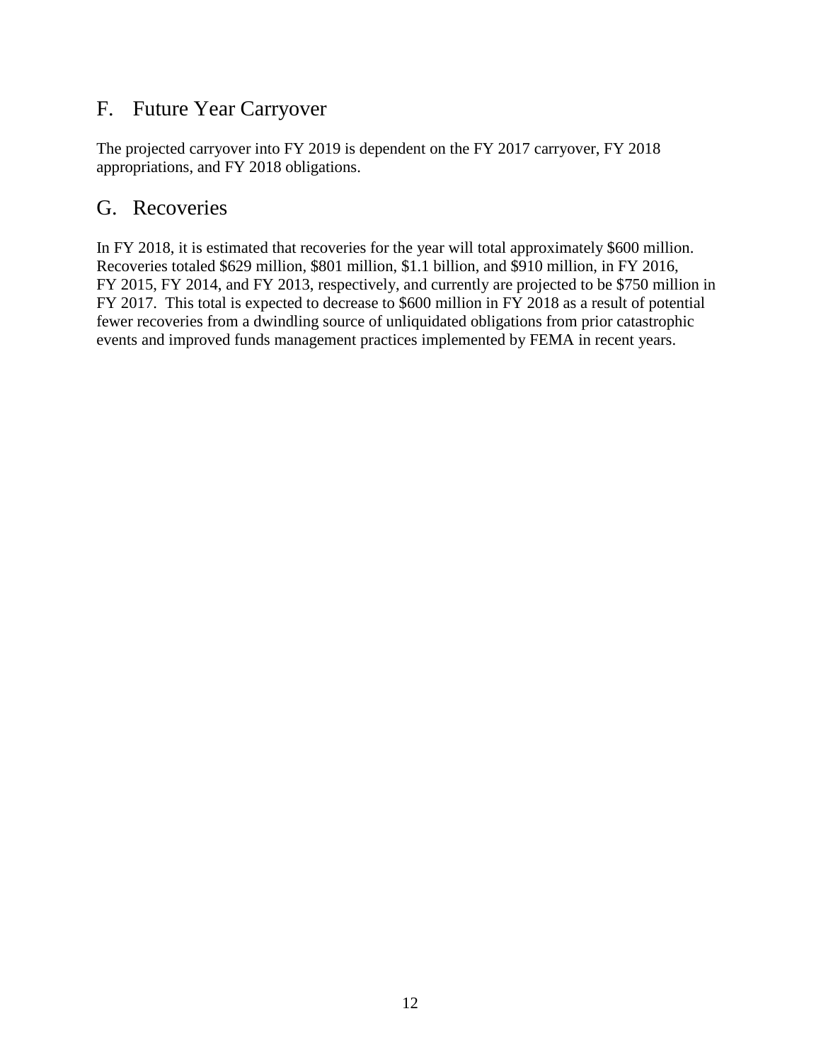## F. Future Year Carryover

The projected carryover into FY 2019 is dependent on the FY 2017 carryover, FY 2018 appropriations, and FY 2018 obligations.

## G. Recoveries

In FY 2018, it is estimated that recoveries for the year will total approximately $600 million. Recoveries totaled $629 million, $801 million, $1.1 billion, and $910 million, in FY 2016, FY 2015, FY 2014, and FY 2013, respectively, and currently are projected to be $750 million in FY 2017. This total is expected to decrease to $600 million in FY 2018 as a result of potential fewer recoveries from a dwindling source of unliquidated obligations from prior catastrophic events and improved funds management practices implemented by FEMA in recent years.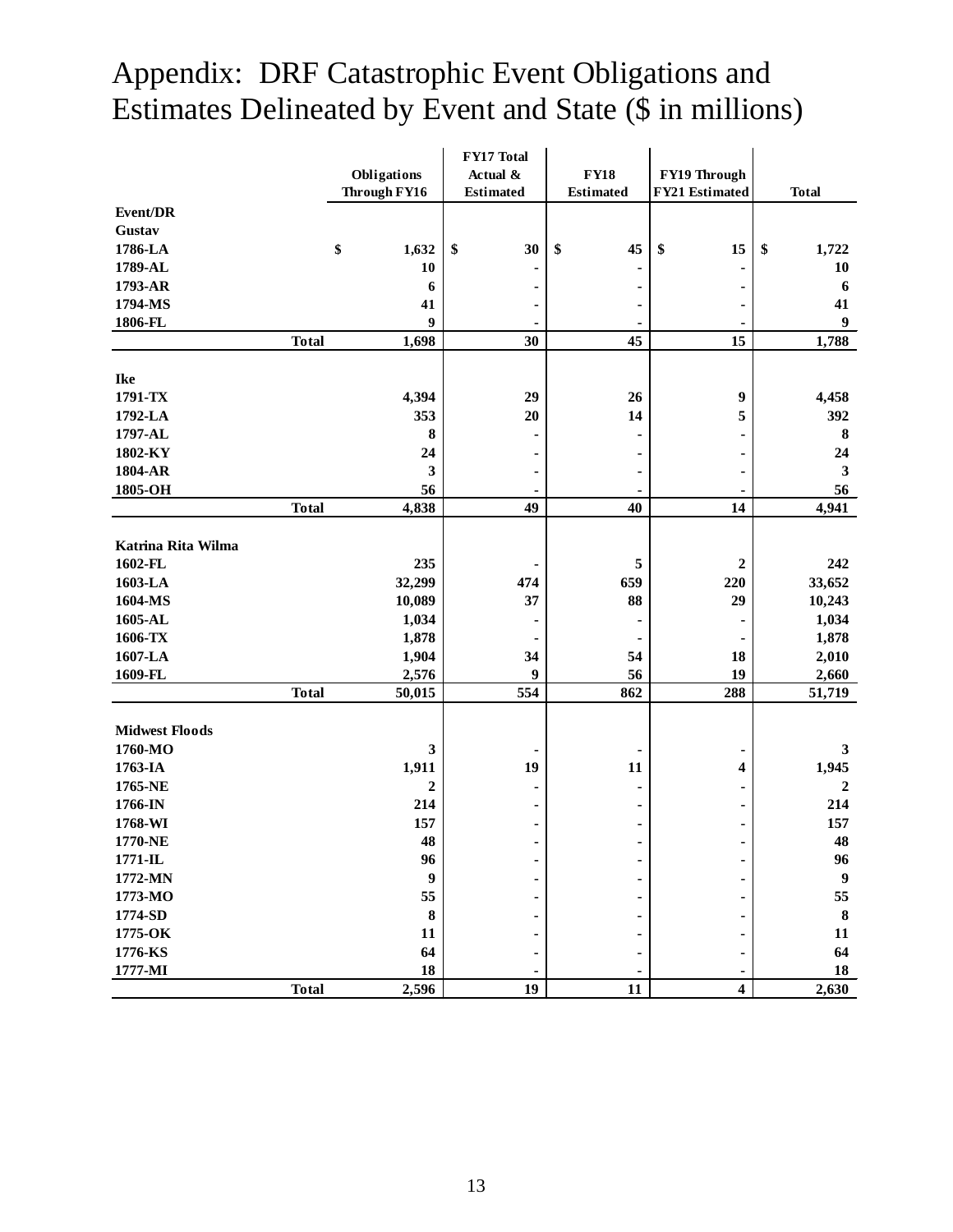# Appendix: DRF Catastrophic Event Obligations and Estimates Delineated by Event and State ($ in millions)

| Event/DR | | Obligations Through FY16 | FY17 Total Actual & Estimated | FY18 Estimated | FY19 Through FY21 Estimated | Total |
|---|---|---|---|---|---|---|
| **Gustav** | | | | | | |
| 1786-LA | | $ 1,632 | $ 30 | $ 45 | $ 15 | $ 1,722 |
| 1789-AL | | 10 | - | - | - | 10 |
| 1793-AR | | 6 | - | - | - | 6 |
| 1794-MS | | 41 | - | - | - | 41 |
| 1806-FL | | 9 | - | - | - | 9 |
| | Total | 1,698 | 30 | 45 | 15 | 1,788 |
| **Ike** | | | | | | |
| 1791-TX | | 4,394 | 29 | 26 | 9 | 4,458 |
| 1792-LA | | 353 | 20 | 14 | 5 | 392 |
| 1797-AL | | 8 | - | - | - | 8 |
| 1802-KY | | 24 | - | - | - | 24 |
| 1804-AR | | 3 | - | - | - | 3 |
| 1805-OH | | 56 | - | - | - | 56 |
| | Total | 4,838 | 49 | 40 | 14 | 4,941 |
| **Katrina Rita Wilma** | | | | | | |
| 1602-FL | | 235 | - | 5 | 2 | 242 |
| 1603-LA | | 32,299 | 474 | 659 | 220 | 33,652 |
| 1604-MS | | 10,089 | 37 | 88 | 29 | 10,243 |
| 1605-AL | | 1,034 | - | - | - | 1,034 |
| 1606-TX | | 1,878 | - | - | - | 1,878 |
| 1607-LA | | 1,904 | 34 | 54 | 18 | 2,010 |
| 1609-FL | | 2,576 | 9 | 56 | 19 | 2,660 |
| | Total | 50,015 | 554 | 862 | 288 | 51,719 |
| **Midwest Floods** | | | | | | |
| 1760-MO | | 3 | - | - | - | 3 |
| 1763-IA | | 1,911 | 19 | 11 | 4 | 1,945 |
| 1765-NE | | 2 | - | - | - | 2 |
| 1766-IN | | 214 | - | - | - | 214 |
| 1768-WI | | 157 | - | - | - | 157 |
| 1770-NE | | 48 | - | - | - | 48 |
| 1771-IL | | 96 | - | - | - | 96 |
| 1772-MN | | 9 | - | - | - | 9 |
| 1773-MO | | 55 | - | - | - | 55 |
| 1774-SD | | 8 | - | - | - | 8 |
| 1775-OK | | 11 | - | - | - | 11 |
| 1776-KS | | 64 | - | - | - | 64 |
| 1777-MI | | 18 | - | - | - | 18 |
| | Total | 2,596 | 19 | 11 | 4 | 2,630 |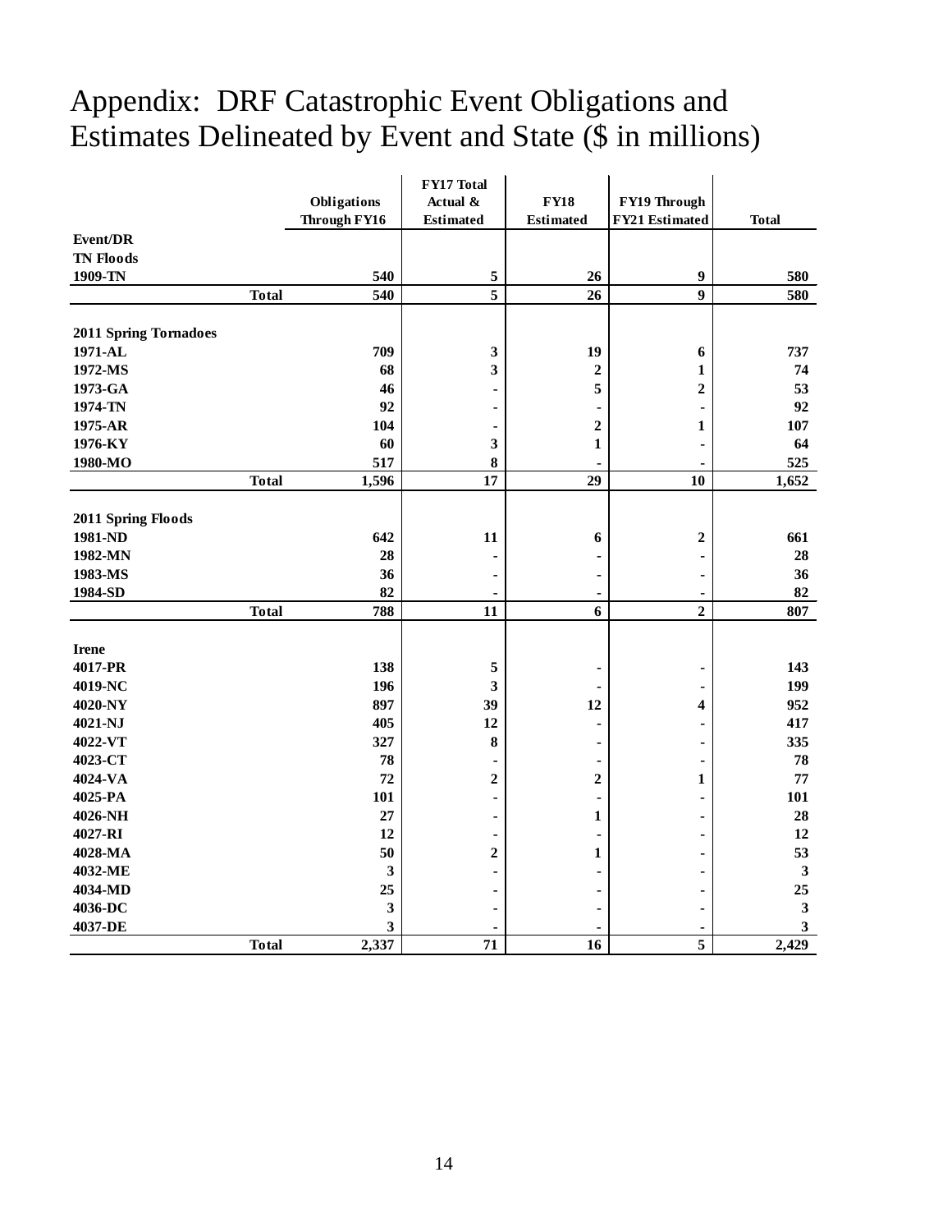# Appendix: DRF Catastrophic Event Obligations and Estimates Delineated by Event and State ($ in millions)

| Event/DR | Obligations Through FY16 | FY17 Total Actual & Estimated | FY18 Estimated | FY19 Through FY21 Estimated | Total |
|---|---|---|---|---|---|
| **TN Floods** | | | | | |
| 1909-TN | 540 | 5 | 26 | 9 | 580 |
| Total | 540 | 5 | 26 | 9 | 580 |
| **2011 Spring Tornadoes** | | | | | |
| 1971-AL | 709 | 3 | 19 | 6 | 737 |
| 1972-MS | 68 | 3 | 2 | 1 | 74 |
| 1973-GA | 46 | - | 5 | 2 | 53 |
| 1974-TN | 92 | - | - | - | 92 |
| 1975-AR | 104 | - | 2 | 1 | 107 |
| 1976-KY | 60 | 3 | 1 | - | 64 |
| 1980-MO | 517 | 8 | - | - | 525 |
| Total | 1,596 | 17 | 29 | 10 | 1,652 |
| **2011 Spring Floods** | | | | | |
| 1981-ND | 642 | 11 | 6 | 2 | 661 |
| 1982-MN | 28 | - | - | - | 28 |
| 1983-MS | 36 | - | - | - | 36 |
| 1984-SD | 82 | - | - | - | 82 |
| Total | 788 | 11 | 6 | 2 | 807 |
| **Irene** | | | | | |
| 4017-PR | 138 | 5 | - | - | 143 |
| 4019-NC | 196 | 3 | - | - | 199 |
| 4020-NY | 897 | 39 | 12 | 4 | 952 |
| 4021-NJ | 405 | 12 | - | - | 417 |
| 4022-VT | 327 | 8 | - | - | 335 |
| 4023-CT | 78 | - | - | - | 78 |
| 4024-VA | 72 | 2 | 2 | 1 | 77 |
| 4025-PA | 101 | - | - | - | 101 |
| 4026-NH | 27 | - | 1 | - | 28 |
| 4027-RI | 12 | - | - | - | 12 |
| 4028-MA | 50 | 2 | 1 | - | 53 |
| 4032-ME | 3 | - | - | - | 3 |
| 4034-MD | 25 | - | - | - | 25 |
| 4036-DC | 3 | - | - | - | 3 |
| 4037-DE | 3 | - | - | - | 3 |
| Total | 2,337 | 71 | 16 | 5 | 2,429 |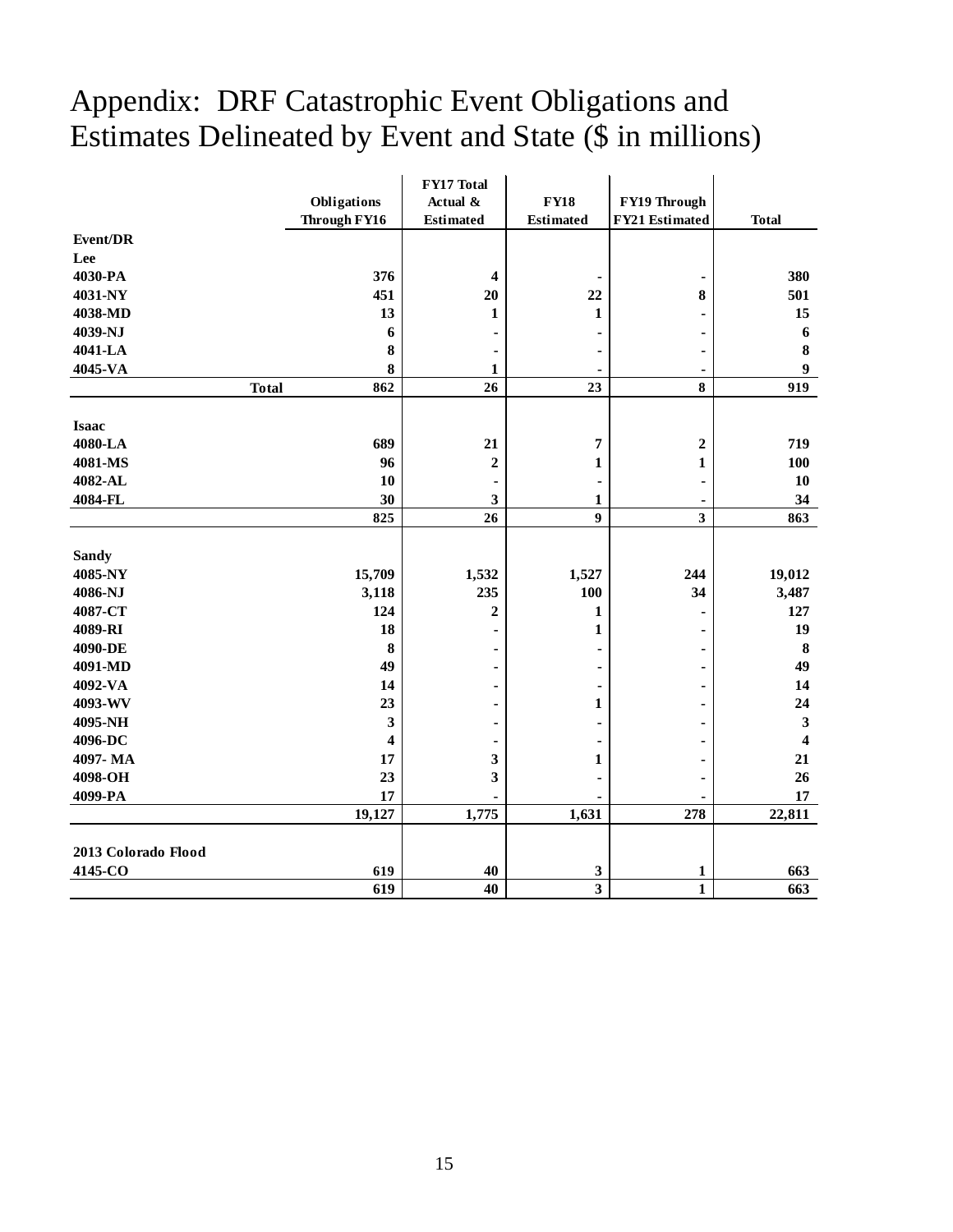# Appendix: DRF Catastrophic Event Obligations and Estimates Delineated by Event and State ($ in millions)

| Event/DR | Obligations Through FY16 | FY17 Total Actual & Estimated | FY18 Estimated | FY19 Through FY21 Estimated | Total |
|---|---|---|---|---|---|
| **Lee** | | | | | |
| 4030-PA | 376 | 4 | - | - | 380 |
| 4031-NY | 451 | 20 | 22 | 8 | 501 |
| 4038-MD | 13 | 1 | 1 | - | 15 |
| 4039-NJ | 6 | - | - | - | 6 |
| 4041-LA | 8 | - | - | - | 8 |
| 4045-VA | 8 | 1 | - | - | 9 |
| Total | 862 | 26 | 23 | 8 | 919 |
| **Isaac** | | | | | |
| 4080-LA | 689 | 21 | 7 | 2 | 719 |
| 4081-MS | 96 | 2 | 1 | 1 | 100 |
| 4082-AL | 10 | - | - | - | 10 |
| 4084-FL | 30 | 3 | 1 | - | 34 |
| | 825 | 26 | 9 | 3 | 863 |
| **Sandy** | | | | | |
| 4085-NY | 15,709 | 1,532 | 1,527 | 244 | 19,012 |
| 4086-NJ | 3,118 | 235 | 100 | 34 | 3,487 |
| 4087-CT | 124 | 2 | 1 | - | 127 |
| 4089-RI | 18 | - | 1 | - | 19 |
| 4090-DE | 8 | - | - | - | 8 |
| 4091-MD | 49 | - | - | - | 49 |
| 4092-VA | 14 | - | - | - | 14 |
| 4093-WV | 23 | - | 1 | - | 24 |
| 4095-NH | 3 | - | - | - | 3 |
| 4096-DC | 4 | - | - | - | 4 |
| 4097- MA | 17 | 3 | 1 | - | 21 |
| 4098-OH | 23 | 3 | - | - | 26 |
| 4099-PA | 17 | - | - | - | 17 |
| | 19,127 | 1,775 | 1,631 | 278 | 22,811 |
| **2013 Colorado Flood** | | | | | |
| 4145-CO | 619 | 40 | 3 | 1 | 663 |
| | 619 | 40 | 3 | 1 | 663 |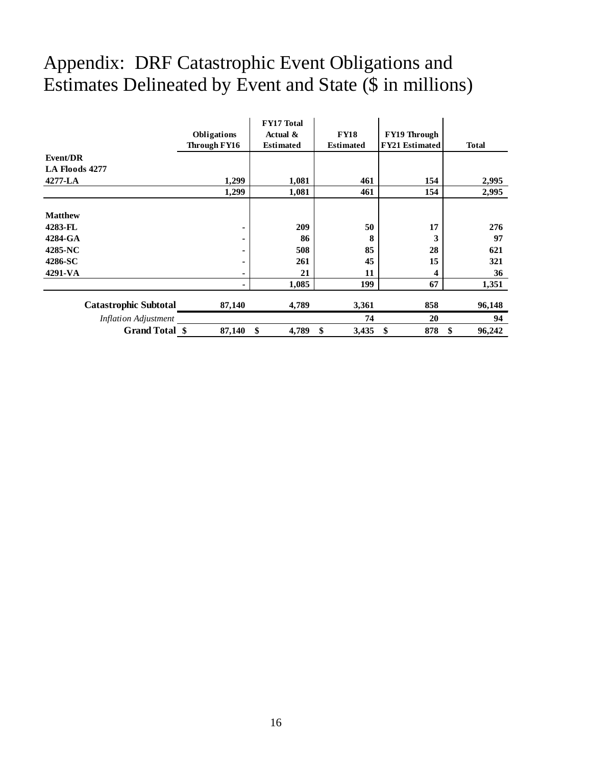# Appendix: DRF Catastrophic Event Obligations and Estimates Delineated by Event and State ($ in millions)

| | Obligations Through FY16 | FY17 Total Actual & Estimated | FY18 Estimated | FY19 Through FY21 Estimated | Total |
|---|---|---|---|---|---|
| **Event/DR** | | | | | |
| **LA Floods 4277** | | | | | |
| **4277-LA** | 1,299 | 1,081 | 461 | 154 | 2,995 |
| | 1,299 | 1,081 | 461 | 154 | 2,995 |
| **Matthew** | | | | | |
| **4283-FL** | - | 209 | 50 | 17 | 276 |
| **4284-GA** | - | 86 | 8 | 3 | 97 |
| **4285-NC** | - | 508 | 85 | 28 | 621 |
| **4286-SC** | - | 261 | 45 | 15 | 321 |
| **4291-VA** | - | 21 | 11 | 4 | 36 |
| | - | 1,085 | 199 | 67 | 1,351 |
| **Catastrophic Subtotal** | 87,140 | 4,789 | 3,361 | 858 | 96,148 |
| *Inflation Adjustment* | | | 74 | 20 | 94 |
| **Grand Total** | $ 87,140 | $ 4,789 | $ 3,435 | $ 878 | $ 96,242 |